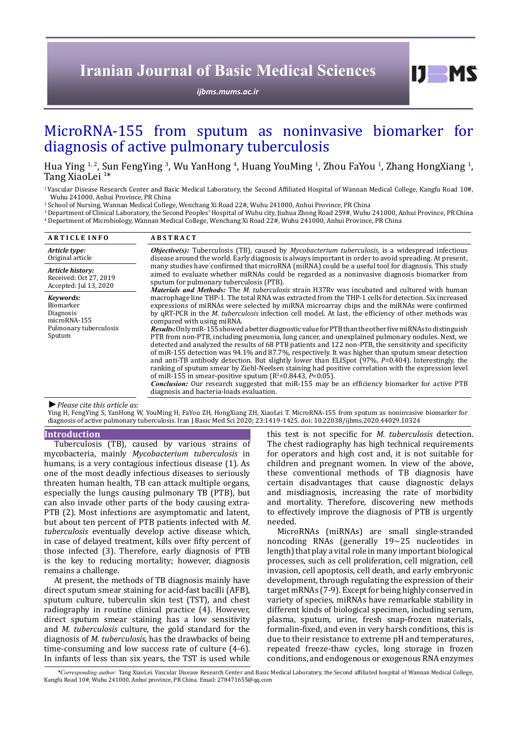# MicroRNA-155 from sputum as noninvasive biomarker for diagnosis of active pulmonary tuberculosis

Hua Ying [1, 2], Sun FengYing [3], Wu YanHong [4], Huang YouMing [1], Zhou FaYou [1], Zhang HongXiang [1], Tang XiaoLei [1*]

[1] Vascular Disease Research Center and Basic Medical Laboratory, the Second Affiliated Hospital of Wannan Medical College, Kangfu Road 10#, Wuhu 241000, Anhui Province, PR China

[2] School of Nursing, Wannan Medical College, Wenchang Xi Road 22#, Wuhu 241000, Anhui Province, PR China

[3] Department of Clinical Laboratory, the Second Peoples' Hospital of Wuhu city, Jiuhua Zhong Road 259#, Wuhu 241000, Anhui Province, PR China

[4] Department of Microbiology, Wannan Medical College, Wenchang Xi Road 22#, Wuhu 241000, Anhui Province, PR China

## ARTICLE INFO

*Article type:*
Original article

*Article history:*
Received: Oct 27, 2019
Accepted: Jul 13, 2020

*Keywords:*
Biomarker
Diagnosis
microRNA-155
Pulmonary tuberculosis
Sputum

## ABSTRACT

***Objective(s):*** Tuberculosis (TB), caused by *Mycobacterium tuberculosis*, is a widespread infectious disease around the world. Early diagnosis is always important in order to avoid spreading. At present, many studies have confirmed that microRNA (miRNA) could be a useful tool for diagnosis. This study aimed to evaluate whether miRNAs could be regarded as a noninvasive diagnosis biomarker from sputum for pulmonary tuberculosis (PTB).

***Materials and Methods:*** The *M. tuberculosis* strain H37Rv was incubated and cultured with human macrophage line THP-1. The total RNA was extracted from the THP-1 cells for detection. Six increased expressions of miRNAs were selected by miRNA microarray chips and the miRNAs were confirmed by qRT-PCR in the *M. tuberculosis* infection cell model. At last, the efficiency of other methods was compared with using miRNA.

***Results:*** Only miR-155 showed a better diagnostic value for PTB than the other five miRNAs to distinguish PTB from non-PTB, including pneumonia, lung cancer, and unexplained pulmonary nodules. Next, we detected and analyzed the results of 68 PTB patients and 122 non-PTB, the sensitivity and specificity of miR-155 detection was 94.1% and 87.7%, respectively. It was higher than sputum smear detection and anti-TB antibody detection. But slightly lower than ELISpot (97%, *P*=0.404). Interestingly, the ranking of sputum smear by Ziehl-Neelsen staining had positive correlation with the expression level of miR-155 in smear-positive sputum ($R^2$=0.8443, $P$<0.05).

***Conclusion:*** Our research suggested that miR-155 may be an efficiency biomarker for active PTB diagnosis and bacteria-loads evaluation.

► *Please cite this article as:*

Ying H, FengYing S, YanHong W, YouMing H, FaYou ZH, HongXiang ZH, XiaoLei T. MicroRNA-155 from sputum as noninvasive biomarker for diagnosis of active pulmonary tuberculosis. Iran J Basic Med Sci 2020; 23:1419-1425. doi: 10.22038/ijbms.2020.44029.10324

## Introduction

Tuberculosis (TB), caused by various strains of mycobacteria, mainly *Mycobacterium tuberculosis* in humans, is a very contagious infectious disease (1). As one of the most deadly infectious diseases to seriously threaten human health, TB can attack multiple organs, especially the lungs causing pulmonary TB (PTB), but can also invade other parts of the body causing extra-PTB (2). Most infections are asymptomatic and latent, but about ten percent of PTB patients infected with *M. tuberculosis* eventually develop active disease which, in case of delayed treatment, kills over fifty percent of those infected (3). Therefore, early diagnosis of PTB is the key to reducing mortality; however, diagnosis remains a challenge.

At present, the methods of TB diagnosis mainly have direct sputum smear staining for acid-fast bacilli (AFB), sputum culture, tuberculin skin test (TST), and chest radiography in routine clinical practice (4). However, direct sputum smear staining has a low sensitivity and *M. tuberculosis* culture, the gold standard for the diagnosis of *M. tuberculosis*, has the drawbacks of being time-consuming and low success rate of culture (4-6). In infants of less than six years, the TST is used while this test is not specific for *M. tuberculosis* detection. The chest radiography has high technical requirements for operators and high cost and, it is not suitable for children and pregnant women. In view of the above, these conventional methods of TB diagnosis have certain disadvantages that cause diagnostic delays and misdiagnosis, increasing the rate of morbidity and mortality. Therefore, discovering new methods to effectively improve the diagnosis of PTB is urgently needed.

MicroRNAs (miRNAs) are small single-stranded noncoding RNAs (generally 19~25 nucleotides in length) that play a vital role in many important biological processes, such as cell proliferation, cell migration, cell invasion, cell apoptosis, cell death, and early embryonic development, through regulating the expression of their target mRNAs (7-9). Except for being highly conserved in variety of species, miRNAs have remarkable stability in different kinds of biological specimen, including serum, plasma, sputum, urine, fresh snap-frozen materials, formalin-fixed, and even in very harsh conditions, this is due to their resistance to extreme pH and temperatures, repeated freeze-thaw cycles, long storage in frozen conditions, and endogenous or exogenous RNA enzymes

*\*Corresponding author:* Tang XiaoLei. Vascular Disease Research Center and Basic Medical Laboratory, the Second affiliated hospital of Wannan Medical College, Kangfu Road 10#, Wuhu 241000, Anhui province, PR China. Email: 278471655@qq.com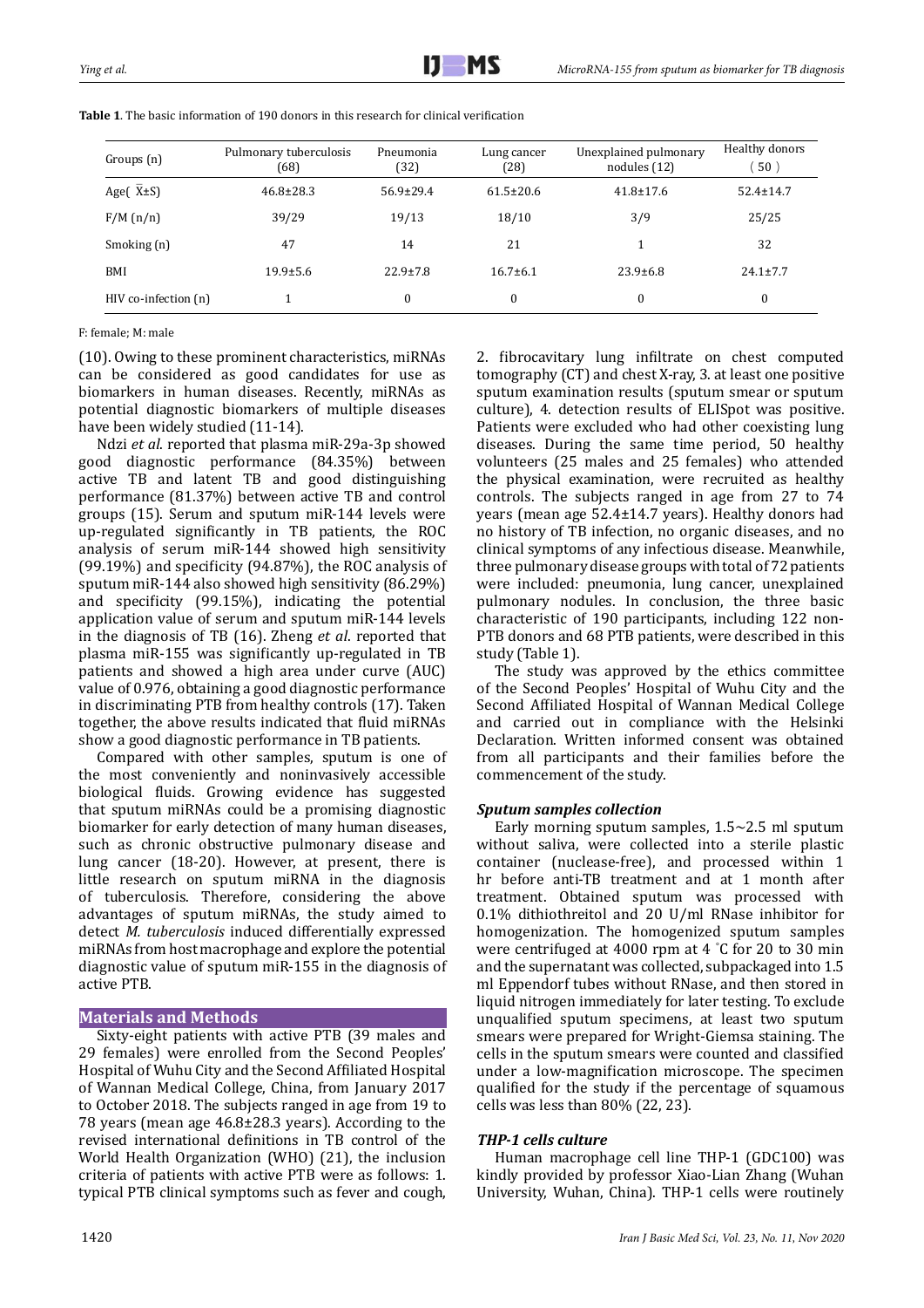**Table 1**. The basic information of 190 donors in this research for clinical verification

| Groups (n) | Pulmonary tuberculosis (68) | Pneumonia (32) | Lung cancer (28) | Unexplained pulmonary nodules (12) | Healthy donors (50) |
|---|---|---|---|---|---|
| Age( $\bar{X}$±S) | 46.8±28.3 | 56.9±29.4 | 61.5±20.6 | 41.8±17.6 | 52.4±14.7 |
| F/M (n/n) | 39/29 | 19/13 | 18/10 | 3/9 | 25/25 |
| Smoking (n) | 47 | 14 | 21 | 1 | 32 |
| BMI | 19.9±5.6 | 22.9±7.8 | 16.7±6.1 | 23.9±6.8 | 24.1±7.7 |
| HIV co-infection (n) | 1 | 0 | 0 | 0 | 0 |

F: female; M: male

(10). Owing to these prominent characteristics, miRNAs can be considered as good candidates for use as biomarkers in human diseases. Recently, miRNAs as potential diagnostic biomarkers of multiple diseases have been widely studied (11-14).

Ndzi *et al*. reported that plasma miR-29a-3p showed good diagnostic performance (84.35%) between active TB and latent TB and good distinguishing performance (81.37%) between active TB and control groups (15). Serum and sputum miR-144 levels were up-regulated significantly in TB patients, the ROC analysis of serum miR-144 showed high sensitivity (99.19%) and specificity (94.87%), the ROC analysis of sputum miR-144 also showed high sensitivity (86.29%) and specificity (99.15%), indicating the potential application value of serum and sputum miR-144 levels in the diagnosis of TB (16). Zheng *et al*. reported that plasma miR-155 was significantly up-regulated in TB patients and showed a high area under curve (AUC) value of 0.976, obtaining a good diagnostic performance in discriminating PTB from healthy controls (17). Taken together, the above results indicated that fluid miRNAs show a good diagnostic performance in TB patients.

Compared with other samples, sputum is one of the most conveniently and noninvasively accessible biological fluids. Growing evidence has suggested that sputum miRNAs could be a promising diagnostic biomarker for early detection of many human diseases, such as chronic obstructive pulmonary disease and lung cancer (18-20). However, at present, there is little research on sputum miRNA in the diagnosis of tuberculosis. Therefore, considering the above advantages of sputum miRNAs, the study aimed to detect *M. tuberculosis* induced differentially expressed miRNAs from host macrophage and explore the potential diagnostic value of sputum miR-155 in the diagnosis of active PTB.

## Materials and Methods

Sixty-eight patients with active PTB (39 males and 29 females) were enrolled from the Second Peoples' Hospital of Wuhu City and the Second Affiliated Hospital of Wannan Medical College, China, from January 2017 to October 2018. The subjects ranged in age from 19 to 78 years (mean age 46.8±28.3 years). According to the revised international definitions in TB control of the World Health Organization (WHO) (21), the inclusion criteria of patients with active PTB were as follows: 1. typical PTB clinical symptoms such as fever and cough, 2. fibrocavitary lung infiltrate on chest computed tomography (CT) and chest X-ray, 3. at least one positive sputum examination results (sputum smear or sputum culture), 4. detection results of ELISpot was positive. Patients were excluded who had other coexisting lung diseases. During the same time period, 50 healthy volunteers (25 males and 25 females) who attended the physical examination, were recruited as healthy controls. The subjects ranged in age from 27 to 74 years (mean age 52.4±14.7 years). Healthy donors had no history of TB infection, no organic diseases, and no clinical symptoms of any infectious disease. Meanwhile, three pulmonary disease groups with total of 72 patients were included: pneumonia, lung cancer, unexplained pulmonary nodules. In conclusion, the three basic characteristic of 190 participants, including 122 non-PTB donors and 68 PTB patients, were described in this study (Table 1).

The study was approved by the ethics committee of the Second Peoples' Hospital of Wuhu City and the Second Affiliated Hospital of Wannan Medical College and carried out in compliance with the Helsinki Declaration. Written informed consent was obtained from all participants and their families before the commencement of the study.

### *Sputum samples collection*

Early morning sputum samples, 1.5~2.5 ml sputum without saliva, were collected into a sterile plastic container (nuclease-free), and processed within 1 hr before anti-TB treatment and at 1 month after treatment. Obtained sputum was processed with 0.1% dithiothreitol and 20 U/ml RNase inhibitor for homogenization. The homogenized sputum samples were centrifuged at 4000 rpm at 4 °C for 20 to 30 min and the supernatant was collected, subpackaged into 1.5 ml Eppendorf tubes without RNase, and then stored in liquid nitrogen immediately for later testing. To exclude unqualified sputum specimens, at least two sputum smears were prepared for Wright-Giemsa staining. The cells in the sputum smears were counted and classified under a low-magnification microscope. The specimen qualified for the study if the percentage of squamous cells was less than 80% (22, 23).

### *THP-1 cells culture*

Human macrophage cell line THP-1 (GDC100) was kindly provided by professor Xiao-Lian Zhang (Wuhan University, Wuhan, China). THP-1 cells were routinely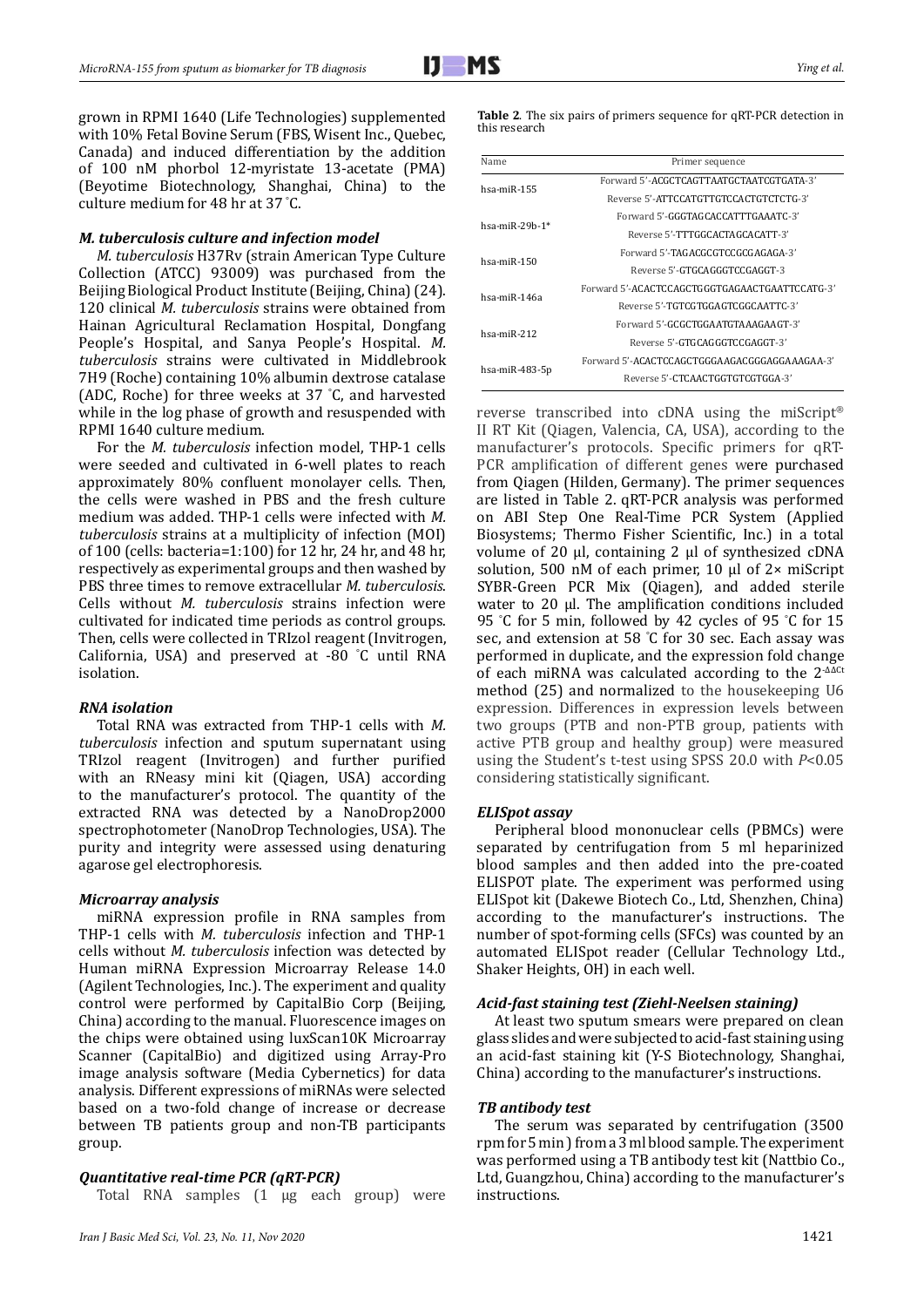grown in RPMI 1640 (Life Technologies) supplemented with 10% Fetal Bovine Serum (FBS, Wisent Inc., Quebec, Canada) and induced differentiation by the addition of 100 nM phorbol 12-myristate 13-acetate (PMA) (Beyotime Biotechnology, Shanghai, China) to the culture medium for 48 hr at 37 ˚C.

### *M. tuberculosis* culture and infection model

*M. tuberculosis* H37Rv (strain American Type Culture Collection (ATCC) 93009) was purchased from the Beijing Biological Product Institute (Beijing, China) (24). 120 clinical *M. tuberculosis* strains were obtained from Hainan Agricultural Reclamation Hospital, Dongfang People's Hospital, and Sanya People's Hospital. *M. tuberculosis* strains were cultivated in Middlebrook 7H9 (Roche) containing 10% albumin dextrose catalase (ADC, Roche) for three weeks at 37 ˚C, and harvested while in the log phase of growth and resuspended with RPMI 1640 culture medium.

For the *M. tuberculosis* infection model, THP-1 cells were seeded and cultivated in 6-well plates to reach approximately 80% confluent monolayer cells. Then, the cells were washed in PBS and the fresh culture medium was added. THP-1 cells were infected with *M. tuberculosis* strains at a multiplicity of infection (MOI) of 100 (cells: bacteria=1:100) for 12 hr, 24 hr, and 48 hr, respectively as experimental groups and then washed by PBS three times to remove extracellular *M. tuberculosis*. Cells without *M. tuberculosis* strains infection were cultivated for indicated time periods as control groups. Then, cells were collected in TRIzol reagent (Invitrogen, California, USA) and preserved at -80 ˚C until RNA isolation.

### RNA isolation

Total RNA was extracted from THP-1 cells with *M. tuberculosis* infection and sputum supernatant using TRIzol reagent (Invitrogen) and further purified with an RNeasy mini kit (Qiagen, USA) according to the manufacturer's protocol. The quantity of the extracted RNA was detected by a NanoDrop2000 spectrophotometer (NanoDrop Technologies, USA). The purity and integrity were assessed using denaturing agarose gel electrophoresis.

### Microarray analysis

miRNA expression profile in RNA samples from THP-1 cells with *M. tuberculosis* infection and THP-1 cells without *M. tuberculosis* infection was detected by Human miRNA Expression Microarray Release 14.0 (Agilent Technologies, Inc.). The experiment and quality control were performed by CapitalBio Corp (Beijing, China) according to the manual. Fluorescence images on the chips were obtained using luxScan10K Microarray Scanner (CapitalBio) and digitized using Array-Pro image analysis software (Media Cybernetics) for data analysis. Different expressions of miRNAs were selected based on a two-fold change of increase or decrease between TB patients group and non-TB participants group.

### Quantitative real-time PCR (qRT-PCR)

Total RNA samples (1 μg each group) were reverse transcribed into cDNA using the miScript® II RT Kit (Qiagen, Valencia, CA, USA), according to the manufacturer's protocols. Specific primers for qRT-PCR amplification of different genes were purchased from Qiagen (Hilden, Germany). The primer sequences are listed in Table 2. qRT-PCR analysis was performed on ABI Step One Real-Time PCR System (Applied Biosystems; Thermo Fisher Scientific, Inc.) in a total volume of 20 μl, containing 2 μl of synthesized cDNA solution, 500 nM of each primer, 10 μl of 2× miScript SYBR-Green PCR Mix (Qiagen), and added sterile water to 20 μl. The amplification conditions included 95 ˚C for 5 min, followed by 42 cycles of 95 ˚C for 15 sec, and extension at 58 ˚C for 30 sec. Each assay was performed in duplicate, and the expression fold change of each miRNA was calculated according to the $2^{-\Delta\Delta Ct}$ method (25) and normalized to the housekeeping U6 expression. Differences in expression levels between two groups (PTB and non-PTB group, patients with active PTB group and healthy group) were measured using the Student's t-test using SPSS 20.0 with $P<0.05$ considering statistically significant.

**Table 2**. The six pairs of primers sequence for qRT-PCR detection in this research

| Name | Primer sequence |
|---|---|
| hsa-miR-155 | Forward 5'-ACGCTCAGTTAATGCTAATCGTGATA-3' |
| | Reverse 5'-ATTCCATGTTGTCCACTGTCTCTG-3' |
| hsa-miR-29b-1* | Forward 5'-GGGTAGCACCATTTGAAATC-3' |
| | Reverse 5'-TTTGGCACTAGCACATT-3' |
| hsa-miR-150 | Forward 5'-TAGACGCGTCCGCGAGAGA-3' |
| | Reverse 5'-GTGCAGGGTCCGAGGT-3 |
| hsa-miR-146a | Forward 5'-ACACTCCAGCTGGGTGAGAACTGAATTCCATG-3' |
| | Reverse 5'-TGTCGTGGAGTCGGCAATTC-3' |
| hsa-miR-212 | Forward 5'-GCGCTGGAATGTAAAGAAGT-3' |
| | Reverse 5'-GTGCAGGGTCCGAGGT-3' |
| hsa-miR-483-5p | Forward 5'-ACACTCCAGCTGGGAAGACGGGAGGAAAGAA-3' |
| | Reverse 5'-CTCAACTGGTGTCGTGGA-3' |

### ELISpot assay

Peripheral blood mononuclear cells (PBMCs) were separated by centrifugation from 5 ml heparinized blood samples and then added into the pre-coated ELISPOT plate. The experiment was performed using ELISpot kit (Dakewe Biotech Co., Ltd, Shenzhen, China) according to the manufacturer's instructions. The number of spot-forming cells (SFCs) was counted by an automated ELISpot reader (Cellular Technology Ltd., Shaker Heights, OH) in each well.

### Acid-fast staining test (Ziehl-Neelsen staining)

At least two sputum smears were prepared on clean glass slides and were subjected to acid-fast staining using an acid-fast staining kit (Y-S Biotechnology, Shanghai, China) according to the manufacturer's instructions.

### TB antibody test

The serum was separated by centrifugation (3500 rpm for 5 min) from a 3 ml blood sample. The experiment was performed using a TB antibody test kit (Nattbio Co., Ltd, Guangzhou, China) according to the manufacturer's instructions.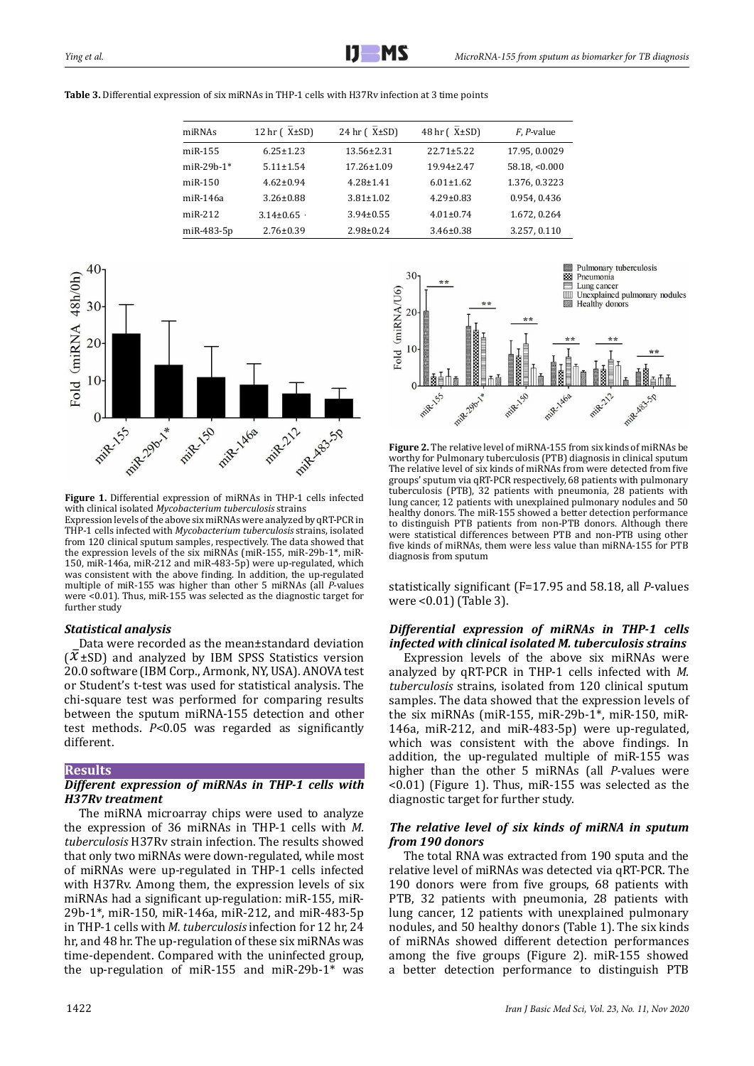**Table 3.** Differential expression of six miRNAs in THP-1 cells with H37Rv infection at 3 time points

| miRNAs | 12 hr ( $\bar{X}$±SD) | 24 hr ( $\bar{X}$±SD) | 48 hr ( $\bar{X}$±SD) | *F*, *P*-value |
|---|---|---|---|---|
| miR-155 | 6.25±1.23 | 13.56±2.31 | 22.71±5.22 | 17.95, 0.0029 |
| miR-29b-1* | 5.11±1.54 | 17.26±1.09 | 19.94±2.47 | 58.18, <0.000 |
| miR-150 | 4.62±0.94 | 4.28±1.41 | 6.01±1.62 | 1.376, 0.3223 |
| miR-146a | 3.26±0.88 | 3.81±1.02 | 4.29±0.83 | 0.954, 0.436 |
| miR-212 | 3.14±0.65 | 3.94±0.55 | 4.01±0.74 | 1.672, 0.264 |
| miR-483-5p | 2.76±0.39 | 2.98±0.24 | 3.46±0.38 | 3.257, 0.110 |

**Figure 1.** Differential expression of miRNAs in THP-1 cells infected with clinical isolated *Mycobacterium tuberculosis* strains
Expression levels of the above six miRNAs were analyzed by qRT-PCR in THP-1 cells infected with *Mycobacterium tuberculosis* strains, isolated from 120 clinical sputum samples, respectively. The data showed that the expression levels of the six miRNAs (miR-155, miR-29b-1*, miR-150, miR-146a, miR-212 and miR-483-5p) were up-regulated, which was consistent with the above finding. In addition, the up-regulated multiple of miR-155 was higher than other 5 miRNAs (all *P*-values were <0.01). Thus, miR-155 was selected as the diagnostic target for further study

### *Statistical analysis*

Data were recorded as the mean±standard deviation ($\bar{X}$±SD) and analyzed by IBM SPSS Statistics version 20.0 software (IBM Corp., Armonk, NY, USA). ANOVA test or Student's t-test was used for statistical analysis. The chi-square test was performed for comparing results between the sputum miRNA-155 detection and other test methods. $P<0.05$ was regarded as significantly different.

## Results

### *Different expression of miRNAs in THP-1 cells with H37Rv treatment*

The miRNA microarray chips were used to analyze the expression of 36 miRNAs in THP-1 cells with *M. tuberculosis* H37Rv strain infection. The results showed that only two miRNAs were down-regulated, while most of miRNAs were up-regulated in THP-1 cells infected with H37Rv. Among them, the expression levels of six miRNAs had a significant up-regulation: miR-155, miR-29b-1*, miR-150, miR-146a, miR-212, and miR-483-5p in THP-1 cells with *M. tuberculosis* infection for 12 hr, 24 hr, and 48 hr. The up-regulation of these six miRNAs was time-dependent. Compared with the uninfected group, the up-regulation of miR-155 and miR-29b-1* was

**Figure 2.** The relative level of miRNA-155 from six kinds of miRNAs be worthy for Pulmonary tuberculosis (PTB) diagnosis in clinical sputum
The relative level of six kinds of miRNAs from were detected from five groups' sputum via qRT-PCR respectively, 68 patients with pulmonary tuberculosis (PTB), 32 patients with pneumonia, 28 patients with lung cancer, 12 patients with unexplained pulmonary nodules and 50 healthy donors. The miR-155 showed a better detection performance to distinguish PTB patients from non-PTB donors. Although there were statistical differences between PTB and non-PTB using other five kinds of miRNAs, them were less value than miRNA-155 for PTB diagnosis from sputum

statistically significant (F=17.95 and 58.18, all *P*-values were <0.01) (Table 3).

### *Differential expression of miRNAs in THP-1 cells infected with clinical isolated M. tuberculosis strains*

Expression levels of the above six miRNAs were analyzed by qRT-PCR in THP-1 cells infected with *M. tuberculosis* strains, isolated from 120 clinical sputum samples. The data showed that the expression levels of the six miRNAs (miR-155, miR-29b-1*, miR-150, miR-146a, miR-212, and miR-483-5p) were up-regulated, which was consistent with the above findings. In addition, the up-regulated multiple of miR-155 was higher than the other 5 miRNAs (all *P*-values were <0.01) (Figure 1). Thus, miR-155 was selected as the diagnostic target for further study.

### *The relative level of six kinds of miRNA in sputum from 190 donors*

The total RNA was extracted from 190 sputa and the relative level of miRNAs was detected via qRT-PCR. The 190 donors were from five groups, 68 patients with PTB, 32 patients with pneumonia, 28 patients with lung cancer, 12 patients with unexplained pulmonary nodules, and 50 healthy donors (Table 1). The six kinds of miRNAs showed different detection performances among the five groups (Figure 2). miR-155 showed a better detection performance to distinguish PTB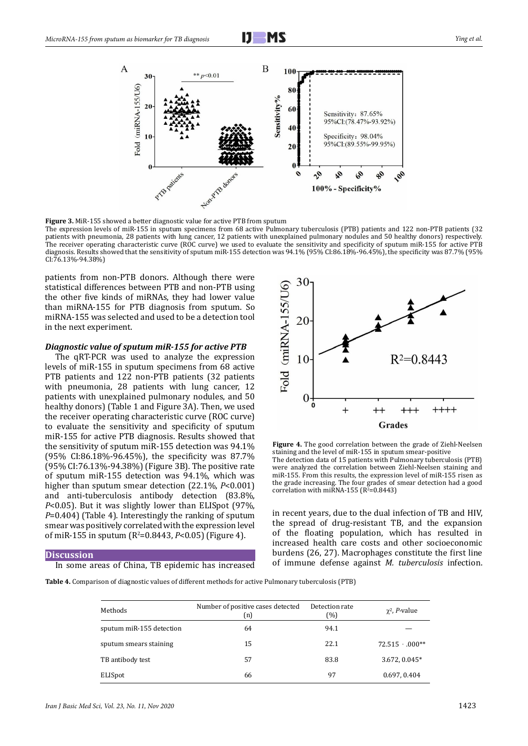**Figure 3.** MiR-155 showed a better diagnostic value for active PTB from sputum

The expression levels of miR-155 in sputum specimens from 68 active Pulmonary tuberculosis (PTB) patients and 122 non-PTB patients (32 patients with pneumonia, 28 patients with lung cancer, 12 patients with unexplained pulmonary nodules and 50 healthy donors) respectively. The receiver operating characteristic curve (ROC curve) we used to evaluate the sensitivity and specificity of sputum miR-155 for active PTB diagnosis. Results showed that the sensitivity of sputum miR-155 detection was 94.1% (95% CI:86.18%-96.45%), the specificity was 87.7% (95% CI:76.13%-94.38%)

patients from non-PTB donors. Although there were statistical differences between PTB and non-PTB using the other five kinds of miRNAs, they had lower value than miRNA-155 for PTB diagnosis from sputum. So miRNA-155 was selected and used to be a detection tool in the next experiment.

### *Diagnostic value of sputum miR-155 for active PTB*

The qRT-PCR was used to analyze the expression levels of miR-155 in sputum specimens from 68 active PTB patients and 122 non-PTB patients (32 patients with pneumonia, 28 patients with lung cancer, 12 patients with unexplained pulmonary nodules, and 50 healthy donors) (Table 1 and Figure 3A). Then, we used the receiver operating characteristic curve (ROC curve) to evaluate the sensitivity and specificity of sputum miR-155 for active PTB diagnosis. Results showed that the sensitivity of sputum miR-155 detection was 94.1% (95% CI:86.18%-96.45%), the specificity was 87.7% (95% CI:76.13%-94.38%) (Figure 3B). The positive rate of sputum miR-155 detection was 94.1%, which was higher than sputum smear detection (22.1%, $P<0.001$) and anti-tuberculosis antibody detection (83.8%, $P<0.05$). But it was slightly lower than ELISpot (97%, $P=0.404$) (Table 4). Interestingly the ranking of sputum smear was positively correlated with the expression level of miR-155 in sputum ($R^2=0.8443$, $P<0.05$) (Figure 4).

**Figure 4.** The good correlation between the grade of Ziehl-Neelsen staining and the level of miR-155 in sputum smear-positive

The detection data of 15 patients with Pulmonary tuberculosis (PTB) were analyzed the correlation between Ziehl-Neelsen staining and miR-155. From this results, the expression level of miR-155 risen as the grade increasing. The four grades of smear detection had a good correlation with miRNA-155 ($R^2=0.8443$)

## Discussion

In some areas of China, TB epidemic has increased in recent years, due to the dual infection of TB and HIV, the spread of drug-resistant TB, and the expansion of the floating population, which has resulted in increased health care costs and other socioeconomic burdens (26, 27). Macrophages constitute the first line of immune defense against *M. tuberculosis* infection.

**Table 4.** Comparison of diagnostic values of different methods for active Pulmonary tuberculosis (PTB)

| Methods | Number of positive cases detected (n) | Detection rate (%) | $\chi^2$, *P*-value |
|---|---|---|---|
| sputum miR-155 detection | 64 | 94.1 | — |
| sputum smears staining | 15 | 22.1 | 72.515，.000** |
| TB antibody test | 57 | 83.8 | 3.672, 0.045* |
| ELISpot | 66 | 97 | 0.697, 0.404 |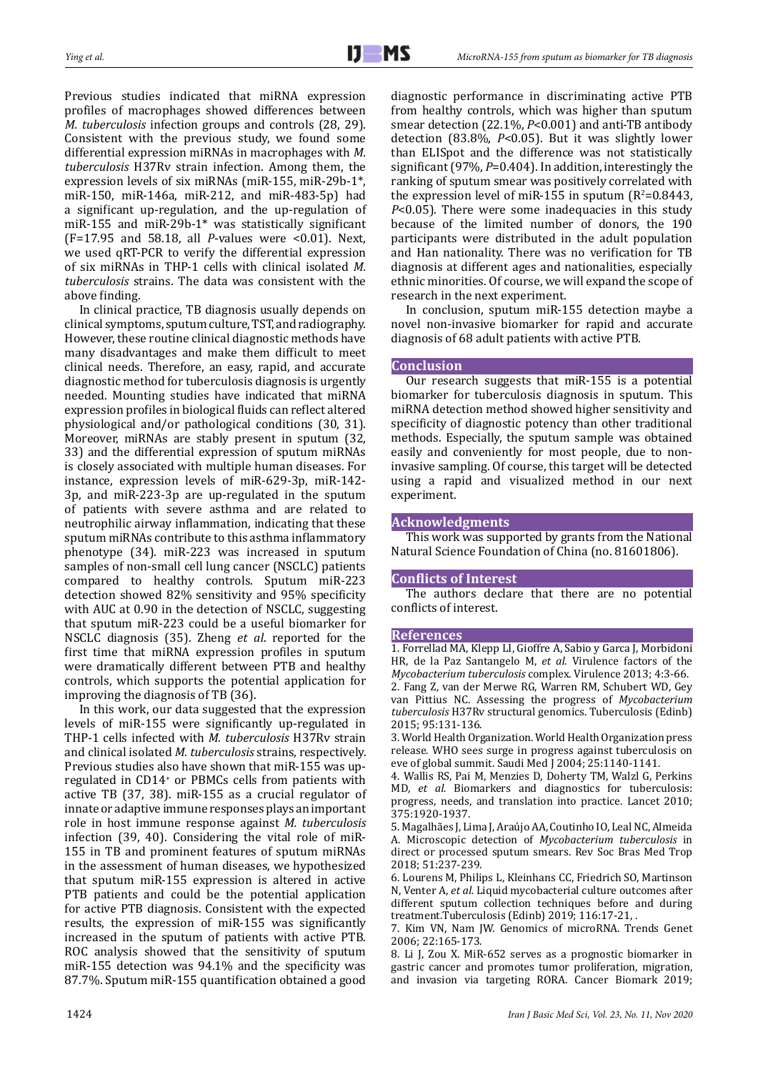Previous studies indicated that miRNA expression profiles of macrophages showed differences between *M. tuberculosis* infection groups and controls (28, 29). Consistent with the previous study, we found some differential expression miRNAs in macrophages with *M. tuberculosis* H37Rv strain infection. Among them, the expression levels of six miRNAs (miR-155, miR-29b-1*, miR-150, miR-146a, miR-212, and miR-483-5p) had a significant up-regulation, and the up-regulation of miR-155 and miR-29b-1* was statistically significant (F=17.95 and 58.18, all *P*-values were <0.01). Next, we used qRT-PCR to verify the differential expression of six miRNAs in THP-1 cells with clinical isolated *M. tuberculosis* strains. The data was consistent with the above finding.

In clinical practice, TB diagnosis usually depends on clinical symptoms, sputum culture, TST, and radiography. However, these routine clinical diagnostic methods have many disadvantages and make them difficult to meet clinical needs. Therefore, an easy, rapid, and accurate diagnostic method for tuberculosis diagnosis is urgently needed. Mounting studies have indicated that miRNA expression profiles in biological fluids can reflect altered physiological and/or pathological conditions (30, 31). Moreover, miRNAs are stably present in sputum (32, 33) and the differential expression of sputum miRNAs is closely associated with multiple human diseases. For instance, expression levels of miR-629-3p, miR-142-3p, and miR-223-3p are up-regulated in the sputum of patients with severe asthma and are related to neutrophilic airway inflammation, indicating that these sputum miRNAs contribute to this asthma inflammatory phenotype (34). miR-223 was increased in sputum samples of non-small cell lung cancer (NSCLC) patients compared to healthy controls. Sputum miR-223 detection showed 82% sensitivity and 95% specificity with AUC at 0.90 in the detection of NSCLC, suggesting that sputum miR-223 could be a useful biomarker for NSCLC diagnosis (35). Zheng *et al*. reported for the first time that miRNA expression profiles in sputum were dramatically different between PTB and healthy controls, which supports the potential application for improving the diagnosis of TB (36).

In this work, our data suggested that the expression levels of miR-155 were significantly up-regulated in THP-1 cells infected with *M. tuberculosis* H37Rv strain and clinical isolated *M. tuberculosis* strains, respectively. Previous studies also have shown that miR-155 was up-regulated in $CD14^+$ or PBMCs cells from patients with active TB (37, 38). miR-155 as a crucial regulator of innate or adaptive immune responses plays an important role in host immune response against *M. tuberculosis* infection (39, 40). Considering the vital role of miR-155 in TB and prominent features of sputum miRNAs in the assessment of human diseases, we hypothesized that sputum miR-155 expression is altered in active PTB patients and could be the potential application for active PTB diagnosis. Consistent with the expected results, the expression of miR-155 was significantly increased in the sputum of patients with active PTB. ROC analysis showed that the sensitivity of sputum miR-155 detection was 94.1% and the specificity was 87.7%. Sputum miR-155 quantification obtained a good diagnostic performance in discriminating active PTB from healthy controls, which was higher than sputum smear detection (22.1%, *P*<0.001) and anti-TB antibody detection (83.8%, *P*<0.05). But it was slightly lower than ELISpot and the difference was not statistically significant (97%, *P*=0.404). In addition, interestingly the ranking of sputum smear was positively correlated with the expression level of miR-155 in sputum ($R^2$=0.8443, *P*<0.05). There were some inadequacies in this study because of the limited number of donors, the 190 participants were distributed in the adult population and Han nationality. There was no verification for TB diagnosis at different ages and nationalities, especially ethnic minorities. Of course, we will expand the scope of research in the next experiment.

In conclusion, sputum miR-155 detection maybe a novel non-invasive biomarker for rapid and accurate diagnosis of 68 adult patients with active PTB.

## Conclusion

Our research suggests that miR-155 is a potential biomarker for tuberculosis diagnosis in sputum. This miRNA detection method showed higher sensitivity and specificity of diagnostic potency than other traditional methods. Especially, the sputum sample was obtained easily and conveniently for most people, due to non-invasive sampling. Of course, this target will be detected using a rapid and visualized method in our next experiment.

## Acknowledgments

This work was supported by grants from the National Natural Science Foundation of China (no. 81601806).

## Conflicts of Interest

The authors declare that there are no potential conflicts of interest.

## References

1. Forrellad MA, Klepp LI, Gioffre A, Sabio y Garca J, Morbidoni HR, de la Paz Santangelo M, *et al.* Virulence factors of the *Mycobacterium tuberculosis* complex. Virulence 2013; 4:3-66.
2. Fang Z, van der Merwe RG, Warren RM, Schubert WD, Gey van Pittius NC. Assessing the progress of *Mycobacterium tuberculosis* H37Rv structural genomics. Tuberculosis (Edinb) 2015; 95:131-136.
3. World Health Organization. World Health Organization press release. WHO sees surge in progress against tuberculosis on eve of global summit. Saudi Med J 2004; 25:1140-1141.
4. Wallis RS, Pai M, Menzies D, Doherty TM, Walzl G, Perkins MD, *et al.* Biomarkers and diagnostics for tuberculosis: progress, needs, and translation into practice. Lancet 2010; 375:1920-1937.
5. Magalhães J, Lima J, Araújo AA, Coutinho IO, Leal NC, Almeida A. Microscopic detection of *Mycobacterium tuberculosis* in direct or processed sputum smears. Rev Soc Bras Med Trop 2018; 51:237-239.
6. Lourens M, Philips L, Kleinhans CC, Friedrich SO, Martinson N, Venter A, *et al.* Liquid mycobacterial culture outcomes after different sputum collection techniques before and during treatment.Tuberculosis (Edinb) 2019; 116:17-21, .
7. Kim VN, Nam JW. Genomics of microRNA. Trends Genet 2006; 22:165-173.
8. Li J, Zou X. MiR-652 serves as a prognostic biomarker in gastric cancer and promotes tumor proliferation, migration, and invasion via targeting RORA. Cancer Biomark 2019;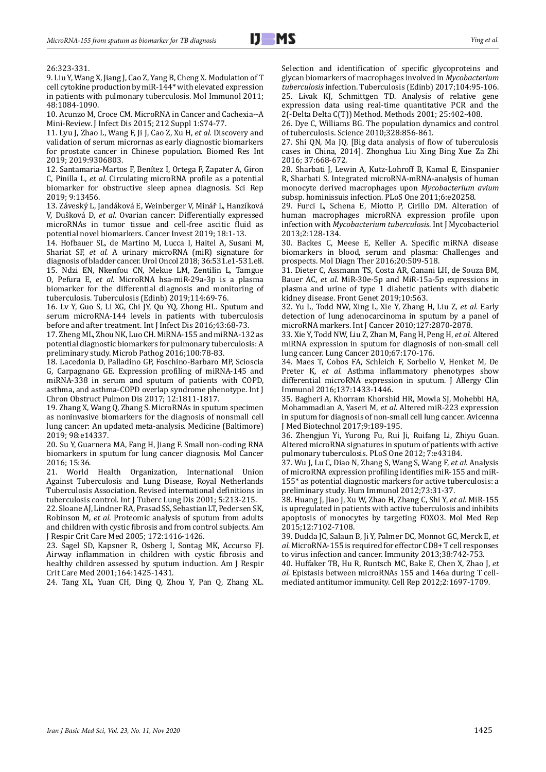26:323-331.

9. Liu Y, Wang X, Jiang J, Cao Z, Yang B, Cheng X. Modulation of T cell cytokine production by miR-144* with elevated expression in patients with pulmonary tuberculosis. Mol Immunol 2011; 48:1084-1090.

10. Acunzo M, Croce CM. MicroRNA in Cancer and Cachexia--A Mini-Review. J Infect Dis 2015; 212 Suppl 1:S74-77.

11. Lyu J, Zhao L, Wang F, Ji J, Cao Z, Xu H, *et al.* Discovery and validation of serum micrornas as early diagnostic biomarkers for prostate cancer in Chinese population. Biomed Res Int 2019; 2019:9306803.

12. Santamaria-Martos F, Benítez I, Ortega F, Zapater A, Giron C, Pinilla L, *et al*. Circulating microRNA profile as a potential biomarker for obstructive sleep apnea diagnosis. Sci Rep 2019; 9:13456.

13. Záveský L, Jandáková E, Weinberger V, Minář L, Hanzíková V, Dušková D, *et al*. Ovarian cancer: Differentially expressed microRNAs in tumor tissue and cell-free ascitic fluid as potential novel biomarkers. Cancer Invest 2019; 18:1-13.

14. Hofbauer SL, de Martino M, Lucca I, Haitel A, Susani M, Shariat SF, *et al.* A urinary microRNA (miR) signature for diagnosis of bladder cancer. Urol Oncol 2018; 36:531.e1-531.e8.

15. Ndzi EN, Nkenfou CN, Mekue LM, Zentilin L, Tamgue O, Pefura E, *et al.* MicroRNA hsa-miR-29a-3p is a plasma biomarker for the differential diagnosis and monitoring of tuberculosis. Tuberculosis (Edinb) 2019;114:69-76.

16. Lv Y, Guo S, Li XG, Chi JY, Qu YQ, Zhong HL. Sputum and serum microRNA-144 levels in patients with tuberculosis before and after treatment. Int J Infect Dis 2016;43:68-73.

17. Zheng ML, Zhou NK, Luo CH. MiRNA-155 and miRNA-132 as potential diagnostic biomarkers for pulmonary tuberculosis: A preliminary study. Microb Pathog 2016;100:78-83.

18. Lacedonia D, Palladino GP, Foschino-Barbaro MP, Scioscia G, Carpagnano GE. Expression profiling of miRNA-145 and miRNA-338 in serum and sputum of patients with COPD, asthma, and asthma-COPD overlap syndrome phenotype. Int J Chron Obstruct Pulmon Dis 2017; 12:1811-1817.

19. Zhang X, Wang Q, Zhang S. MicroRNAs in sputum specimen as noninvasive biomarkers for the diagnosis of nonsmall cell lung cancer: An updated meta-analysis. Medicine (Baltimore) 2019; 98:e14337.

20. Su Y, Guarnera MA, Fang H, Jiang F. Small non-coding RNA biomarkers in sputum for lung cancer diagnosis. Mol Cancer 2016; 15:36.

21. World Health Organization, International Union Against Tuberculosis and Lung Disease, Royal Netherlands Tuberculosis Association. Revised international definitions in tuberculosis control. Int J Tuberc Lung Dis 2001; 5:213-215.

22. Sloane AJ, Lindner RA, Prasad SS, Sebastian LT, Pedersen SK, Robinson M, *et al*. Proteomic analysis of sputum from adults and children with cystic fibrosis and from control subjects. Am J Respir Crit Care Med 2005; 172:1416-1426.

23. Sagel SD, Kapsner R, Osberg I, Sontag MK, Accurso FJ. Airway inflammation in children with cystic fibrosis and healthy children assessed by sputum induction. Am J Respir Crit Care Med 2001;164:1425-1431.

24. Tang XL, Yuan CH, Ding Q, Zhou Y, Pan Q, Zhang XL. Selection and identification of specific glycoproteins and glycan biomarkers of macrophages involved in *Mycobacterium tuberculosis* infection. Tuberculosis (Edinb) 2017;104:95-106.

25. Livak KJ, Schmittgen TD. Analysis of relative gene expression data using real-time quantitative PCR and the 2(-Delta Delta C(T)) Method. Methods 2001; 25:402-408.

26. Dye C, Williams BG. The population dynamics and control of tuberculosis. Science 2010;328:856-861.

27. Shi QN, Ma JQ. [Big data analysis of flow of tuberculosis cases in China, 2014]. Zhonghua Liu Xing Bing Xue Za Zhi 2016; 37:668-672.

28. Sharbati J, Lewin A, Kutz-Lohroff B, Kamal E, Einspanier R, Sharbati S. Integrated microRNA-mRNA-analysis of human monocyte derived macrophages upon *Mycobacterium avium* subsp. hominissuis infection. PLoS One 2011;6:e20258.

29. Furci L, Schena E, Miotto P, Cirillo DM. Alteration of human macrophages microRNA expression profile upon infection with *Mycobacterium tuberculosis*. Int J Mycobacteriol 2013;2:128-134.

30. Backes C, Meese E, Keller A. Specific miRNA disease biomarkers in blood, serum and plasma: Challenges and prospects. Mol Diagn Ther 2016;20:509-518.

31. Dieter C, Assmann TS, Costa AR, Canani LH, de Souza BM, Bauer AC, *et al.* MiR-30e-5p and MiR-15a-5p expressions in plasma and urine of type 1 diabetic patients with diabetic kidney disease. Front Genet 2019;10:563.

32. Yu L, Todd NW, Xing L, Xie Y, Zhang H, Liu Z, *et al.* Early detection of lung adenocarcinoma in sputum by a panel of microRNA markers. Int J Cancer 2010;127:2870-2878.

33. Xie Y, Todd NW, Liu Z, Zhan M, Fang H, Peng H, *et al.* Altered miRNA expression in sputum for diagnosis of non-small cell lung cancer. Lung Cancer 2010;67:170-176.

34. Maes T, Cobos FA, Schleich F, Sorbello V, Henket M, De Preter K, *et al.* Asthma inflammatory phenotypes show differential microRNA expression in sputum. J Allergy Clin Immunol 2016;137:1433-1446.

35. Bagheri A, Khorram Khorshid HR, Mowla SJ, Mohebbi HA, Mohammadian A, Yaseri M, *et al*. Altered miR-223 expression in sputum for diagnosis of non-small cell lung cancer. Avicenna J Med Biotechnol 2017;9:189-195.

36. Zhengjun Yi, Yurong Fu, Rui Ji, Ruifang Li, Zhiyu Guan. Altered microRNA signatures in sputum of patients with active pulmonary tuberculosis. PLoS One 2012; 7:e43184.

37. Wu J, Lu C, Diao N, Zhang S, Wang S, Wang F, *et al.* Analysis of microRNA expression profiling identifies miR-155 and miR-155* as potential diagnostic markers for active tuberculosis: a preliminary study. Hum Immunol 2012;73:31-37.

38. Huang J, Jiao J, Xu W, Zhao H, Zhang C, Shi Y, *et al.* MiR-155 is upregulated in patients with active tuberculosis and inhibits apoptosis of monocytes by targeting FOXO3. Mol Med Rep 2015;12:7102-7108.

39. Dudda JC, Salaun B, Ji Y, Palmer DC, Monnot GC, Merck E, *et al.* MicroRNA-155 is required for effector CD8+ T cell responses to virus infection and cancer. Immunity 2013;38:742-753.

40. Huffaker TB, Hu R, Runtsch MC, Bake E, Chen X, Zhao J, *et al.* Epistasis between microRNAs 155 and 146a during T cell-mediated antitumor immunity. Cell Rep 2012;2:1697-1709.